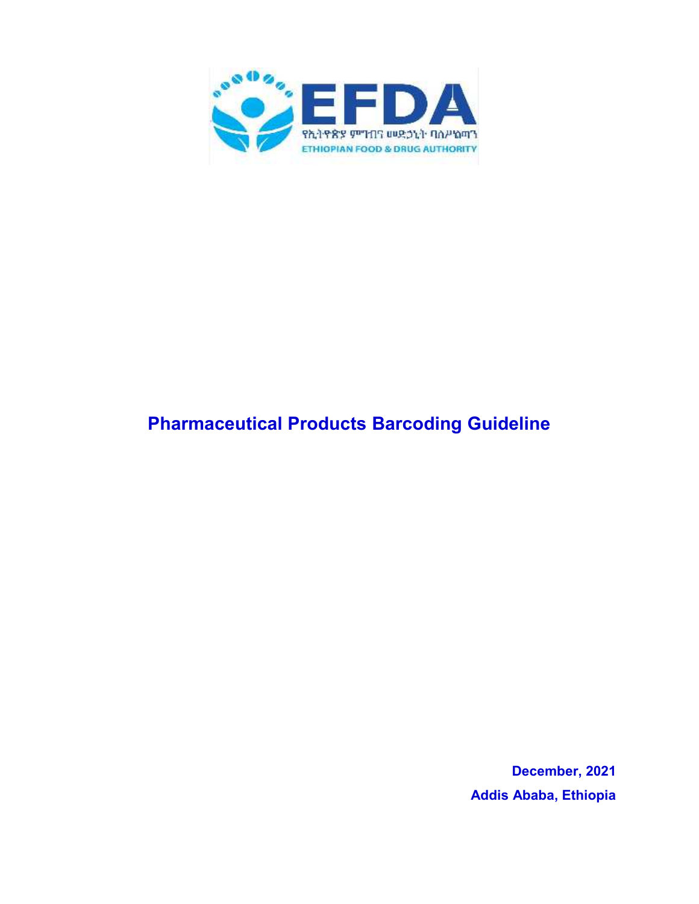EFDA

የኢትዮጵያ ምግብና መድኃኒት ባለሥልጣን

ETHIOPIAN FOOD & DRUG AUTHORITY

# Pharmaceutical Products Barcoding Guideline

**December, 2021**

**Addis Ababa, Ethiopia**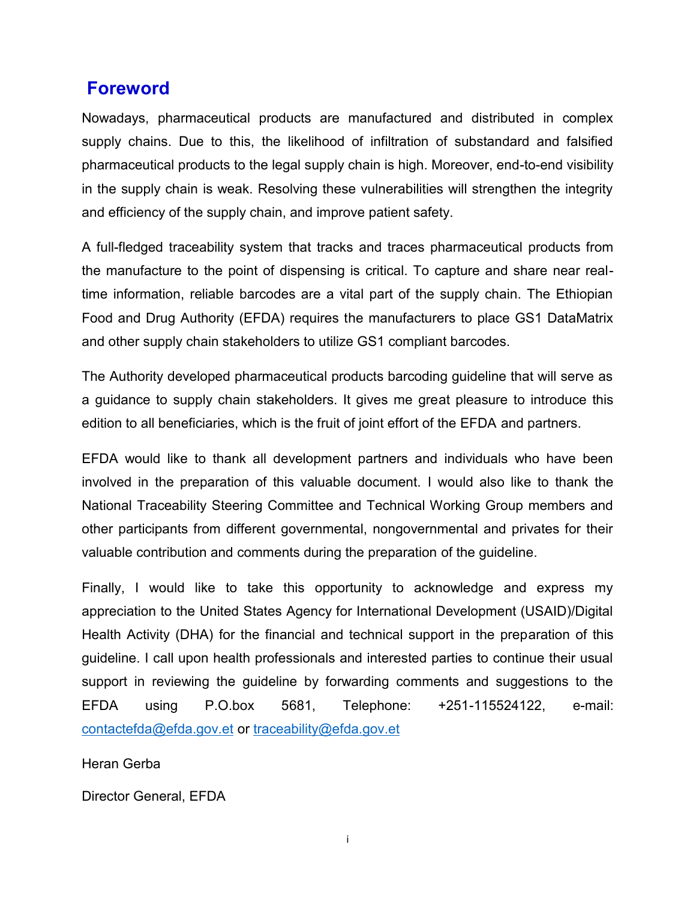# Foreword

Nowadays, pharmaceutical products are manufactured and distributed in complex supply chains. Due to this, the likelihood of infiltration of substandard and falsified pharmaceutical products to the legal supply chain is high. Moreover, end-to-end visibility in the supply chain is weak. Resolving these vulnerabilities will strengthen the integrity and efficiency of the supply chain, and improve patient safety.

A full-fledged traceability system that tracks and traces pharmaceutical products from the manufacture to the point of dispensing is critical. To capture and share near real-time information, reliable barcodes are a vital part of the supply chain. The Ethiopian Food and Drug Authority (EFDA) requires the manufacturers to place GS1 DataMatrix and other supply chain stakeholders to utilize GS1 compliant barcodes.

The Authority developed pharmaceutical products barcoding guideline that will serve as a guidance to supply chain stakeholders. It gives me great pleasure to introduce this edition to all beneficiaries, which is the fruit of joint effort of the EFDA and partners.

EFDA would like to thank all development partners and individuals who have been involved in the preparation of this valuable document. I would also like to thank the National Traceability Steering Committee and Technical Working Group members and other participants from different governmental, nongovernmental and privates for their valuable contribution and comments during the preparation of the guideline.

Finally, I would like to take this opportunity to acknowledge and express my appreciation to the United States Agency for International Development (USAID)/Digital Health Activity (DHA) for the financial and technical support in the preparation of this guideline. I call upon health professionals and interested parties to continue their usual support in reviewing the guideline by forwarding comments and suggestions to the EFDA using P.O.box 5681, Telephone: +251-115524122, e-mail: contactefda@efda.gov.et or traceability@efda.gov.et

Heran Gerba

Director General, EFDA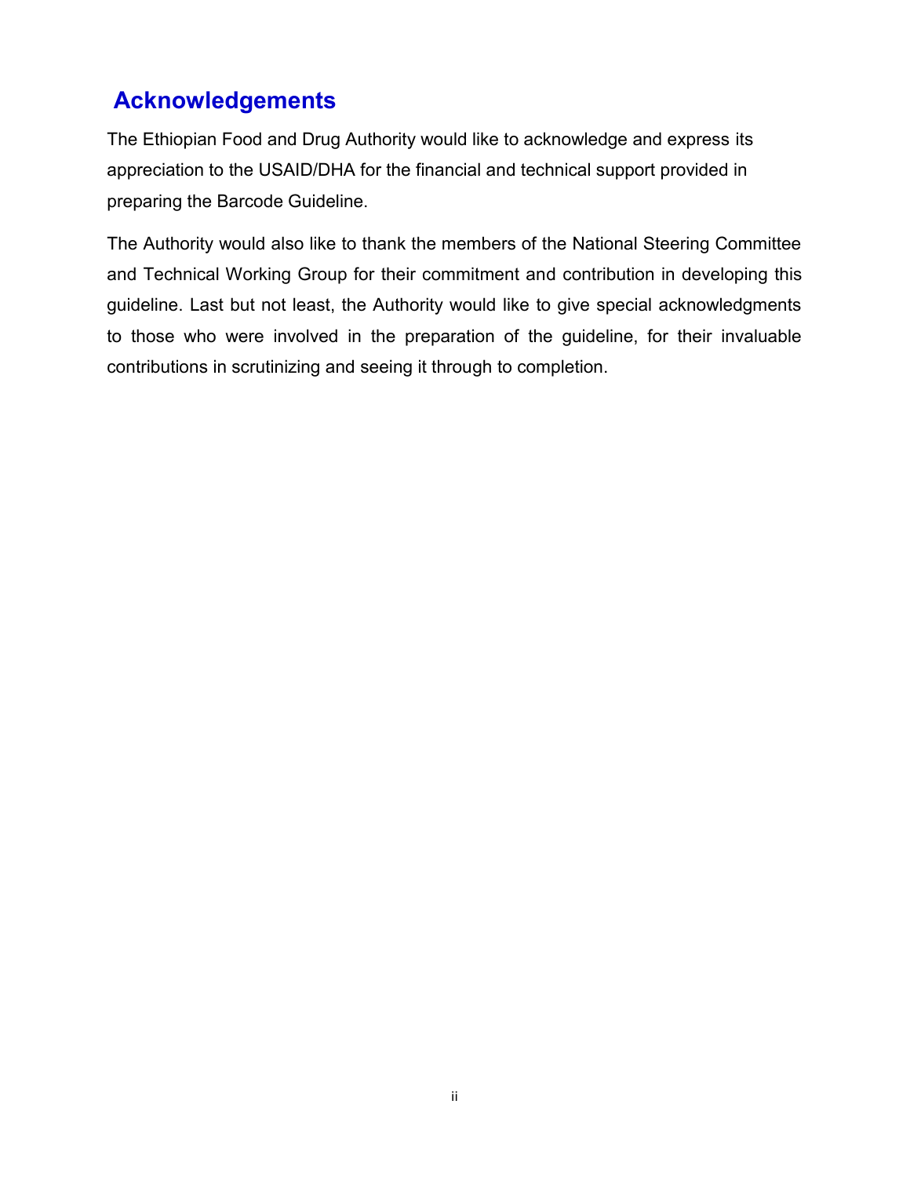## Acknowledgements

The Ethiopian Food and Drug Authority would like to acknowledge and express its appreciation to the USAID/DHA for the financial and technical support provided in preparing the Barcode Guideline.

The Authority would also like to thank the members of the National Steering Committee and Technical Working Group for their commitment and contribution in developing this guideline. Last but not least, the Authority would like to give special acknowledgments to those who were involved in the preparation of the guideline, for their invaluable contributions in scrutinizing and seeing it through to completion.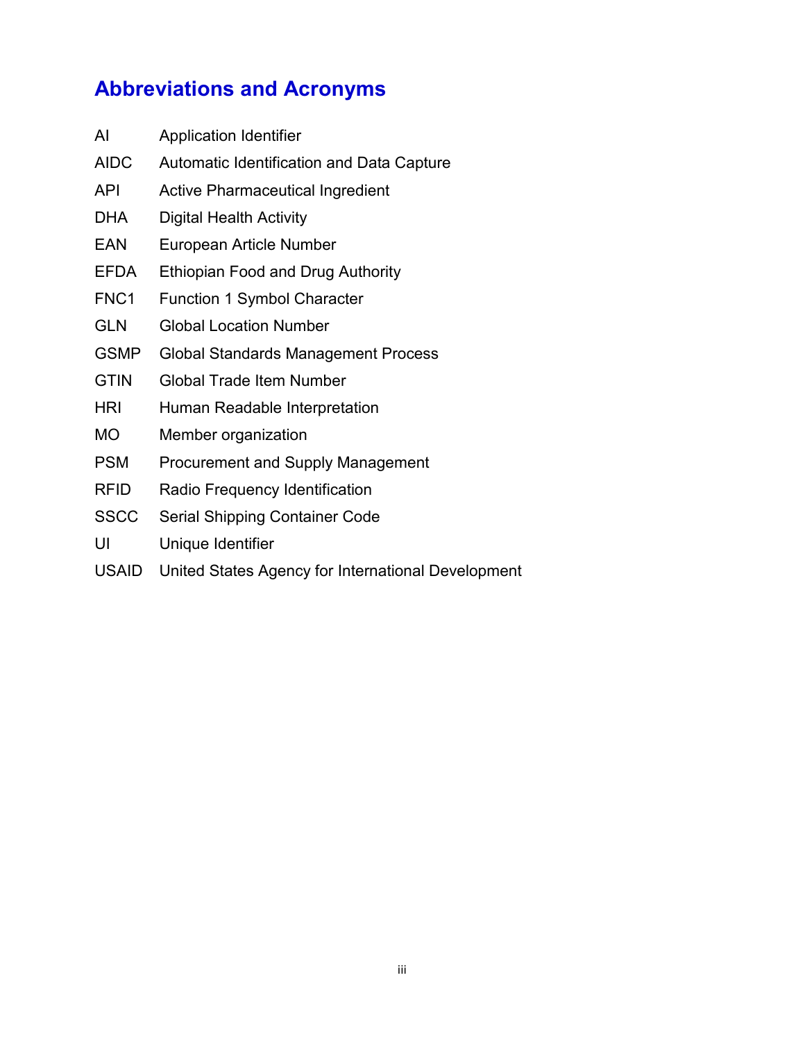# Abbreviations and Acronyms

| | |
|---|---|
| AI | Application Identifier |
| AIDC | Automatic Identification and Data Capture |
| API | Active Pharmaceutical Ingredient |
| DHA | Digital Health Activity |
| EAN | European Article Number |
| EFDA | Ethiopian Food and Drug Authority |
| FNC1 | Function 1 Symbol Character |
| GLN | Global Location Number |
| GSMP | Global Standards Management Process |
| GTIN | Global Trade Item Number |
| HRI | Human Readable Interpretation |
| MO | Member organization |
| PSM | Procurement and Supply Management |
| RFID | Radio Frequency Identification |
| SSCC | Serial Shipping Container Code |
| UI | Unique Identifier |
| USAID | United States Agency for International Development |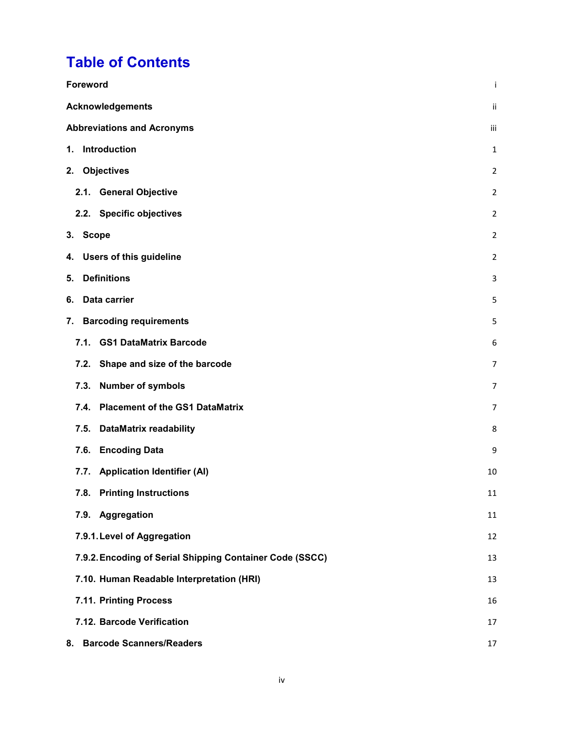# Table of Contents

| | |
|---|---|
| **Foreword** | i |
| **Acknowledgements** | ii |
| **Abbreviations and Acronyms** | iii |
| **1. Introduction** | 1 |
| **2. Objectives** | 2 |
| **2.1. General Objective** | 2 |
| **2.2. Specific objectives** | 2 |
| **3. Scope** | 2 |
| **4. Users of this guideline** | 2 |
| **5. Definitions** | 3 |
| **6. Data carrier** | 5 |
| **7. Barcoding requirements** | 5 |
| **7.1. GS1 DataMatrix Barcode** | 6 |
| **7.2. Shape and size of the barcode** | 7 |
| **7.3. Number of symbols** | 7 |
| **7.4. Placement of the GS1 DataMatrix** | 7 |
| **7.5. DataMatrix readability** | 8 |
| **7.6. Encoding Data** | 9 |
| **7.7. Application Identifier (AI)** | 10 |
| **7.8. Printing Instructions** | 11 |
| **7.9. Aggregation** | 11 |
| **7.9.1. Level of Aggregation** | 12 |
| **7.9.2. Encoding of Serial Shipping Container Code (SSCC)** | 13 |
| **7.10. Human Readable Interpretation (HRI)** | 13 |
| **7.11. Printing Process** | 16 |
| **7.12. Barcode Verification** | 17 |
| **8. Barcode Scanners/Readers** | 17 |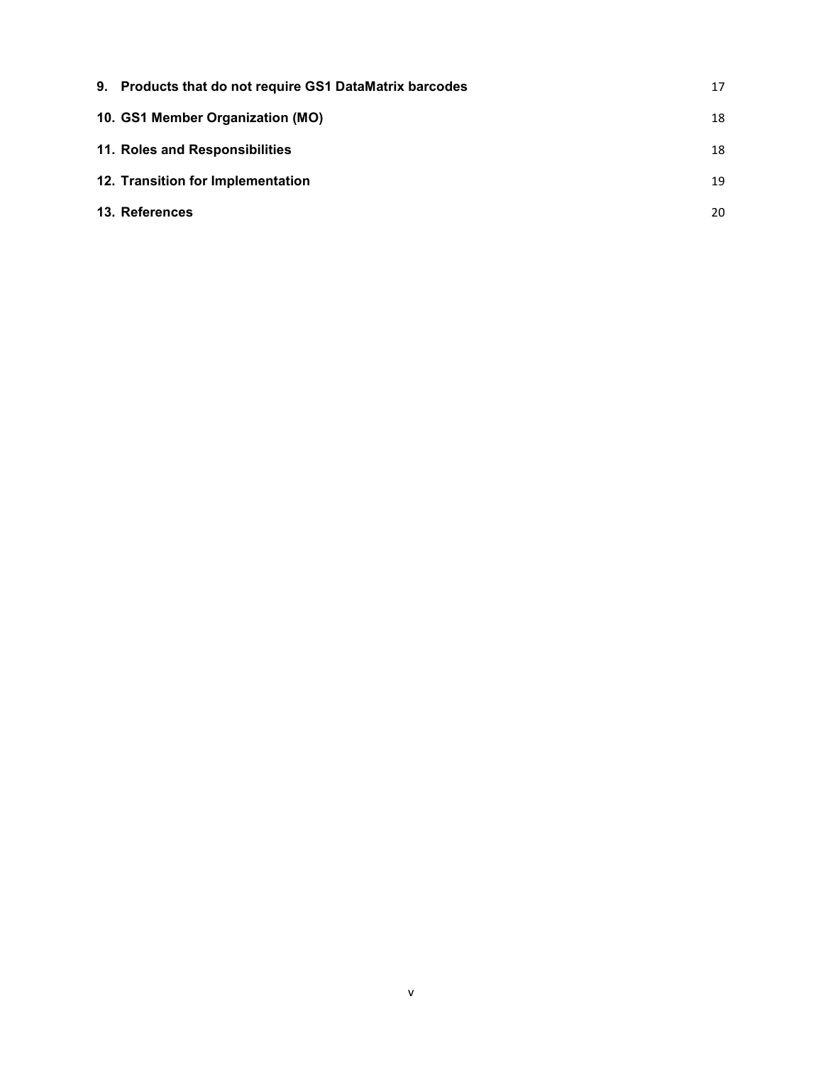**9. Products that do not require GS1 DataMatrix barcodes** 17

**10. GS1 Member Organization (MO)** 18

**11. Roles and Responsibilities** 18

**12. Transition for Implementation** 19

**13. References** 20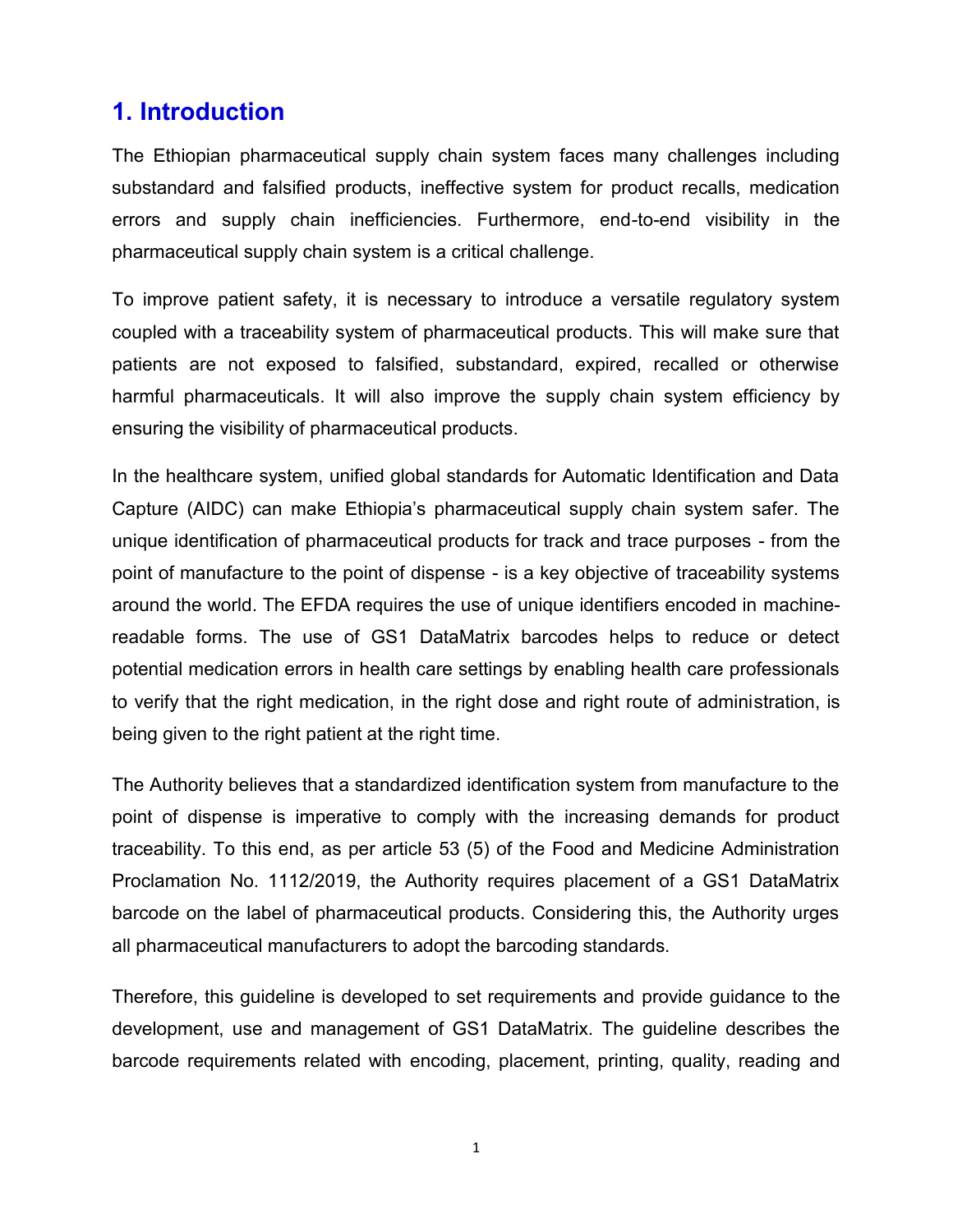# 1. Introduction

The Ethiopian pharmaceutical supply chain system faces many challenges including substandard and falsified products, ineffective system for product recalls, medication errors and supply chain inefficiencies. Furthermore, end-to-end visibility in the pharmaceutical supply chain system is a critical challenge.

To improve patient safety, it is necessary to introduce a versatile regulatory system coupled with a traceability system of pharmaceutical products. This will make sure that patients are not exposed to falsified, substandard, expired, recalled or otherwise harmful pharmaceuticals. It will also improve the supply chain system efficiency by ensuring the visibility of pharmaceutical products.

In the healthcare system, unified global standards for Automatic Identification and Data Capture (AIDC) can make Ethiopia's pharmaceutical supply chain system safer. The unique identification of pharmaceutical products for track and trace purposes - from the point of manufacture to the point of dispense - is a key objective of traceability systems around the world. The EFDA requires the use of unique identifiers encoded in machine-readable forms. The use of GS1 DataMatrix barcodes helps to reduce or detect potential medication errors in health care settings by enabling health care professionals to verify that the right medication, in the right dose and right route of administration, is being given to the right patient at the right time.

The Authority believes that a standardized identification system from manufacture to the point of dispense is imperative to comply with the increasing demands for product traceability. To this end, as per article 53 (5) of the Food and Medicine Administration Proclamation No. 1112/2019, the Authority requires placement of a GS1 DataMatrix barcode on the label of pharmaceutical products. Considering this, the Authority urges all pharmaceutical manufacturers to adopt the barcoding standards.

Therefore, this guideline is developed to set requirements and provide guidance to the development, use and management of GS1 DataMatrix. The guideline describes the barcode requirements related with encoding, placement, printing, quality, reading and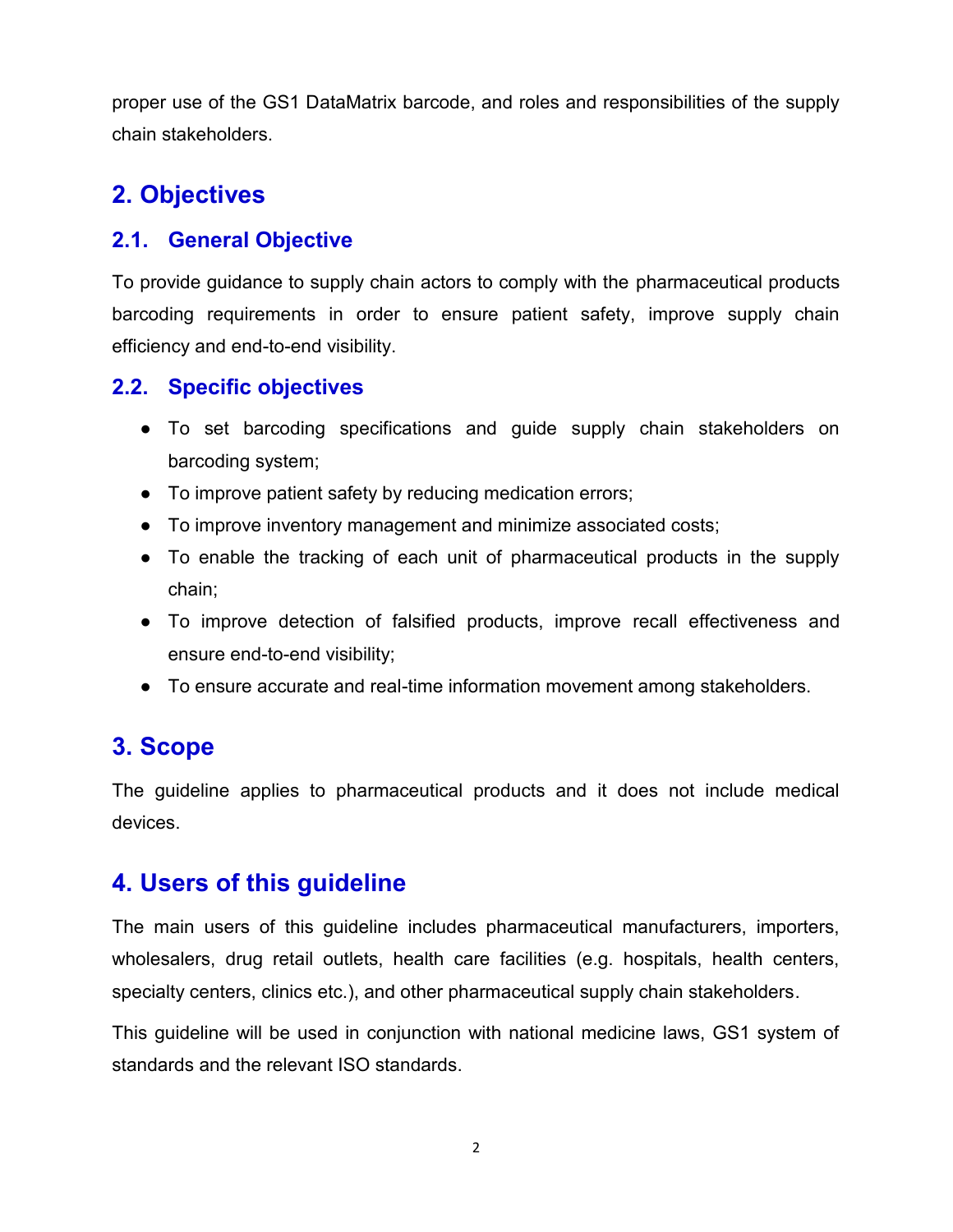proper use of the GS1 DataMatrix barcode, and roles and responsibilities of the supply chain stakeholders.

## 2. Objectives

### 2.1. General Objective

To provide guidance to supply chain actors to comply with the pharmaceutical products barcoding requirements in order to ensure patient safety, improve supply chain efficiency and end-to-end visibility.

### 2.2. Specific objectives

- To set barcoding specifications and guide supply chain stakeholders on barcoding system;
- To improve patient safety by reducing medication errors;
- To improve inventory management and minimize associated costs;
- To enable the tracking of each unit of pharmaceutical products in the supply chain;
- To improve detection of falsified products, improve recall effectiveness and ensure end-to-end visibility;
- To ensure accurate and real-time information movement among stakeholders.

## 3. Scope

The guideline applies to pharmaceutical products and it does not include medical devices.

## 4. Users of this guideline

The main users of this guideline includes pharmaceutical manufacturers, importers, wholesalers, drug retail outlets, health care facilities (e.g. hospitals, health centers, specialty centers, clinics etc.), and other pharmaceutical supply chain stakeholders.

This guideline will be used in conjunction with national medicine laws, GS1 system of standards and the relevant ISO standards.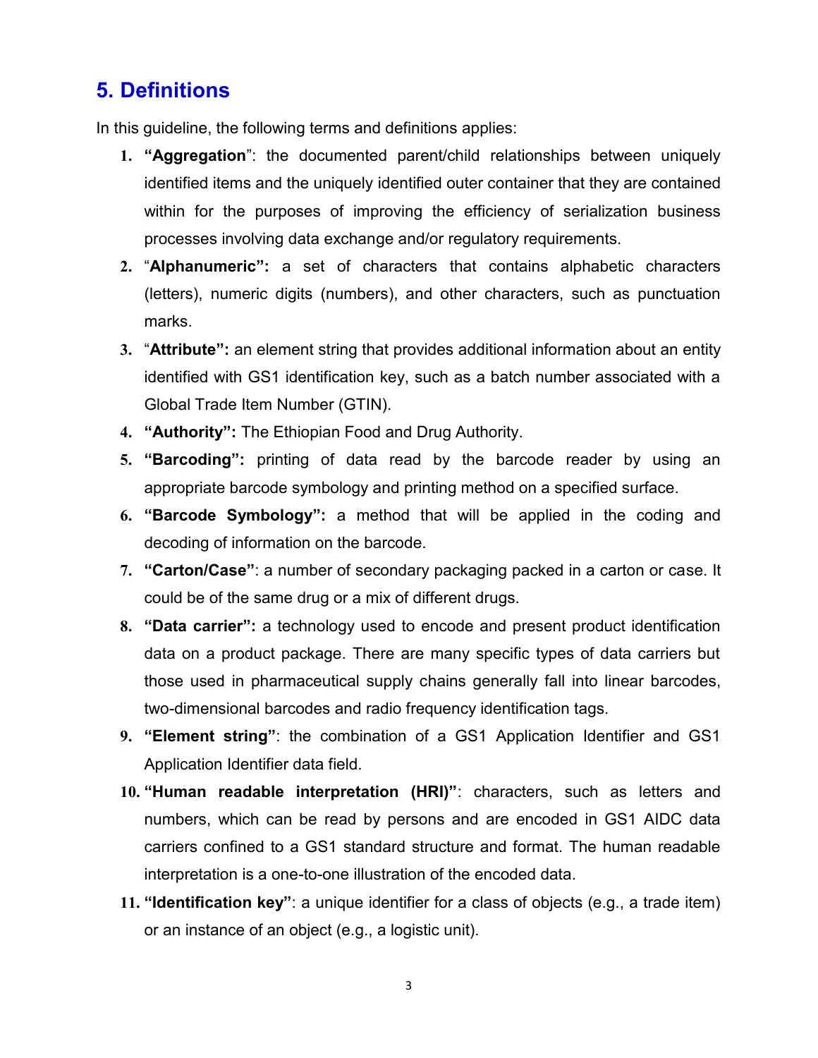## 5. Definitions

In this guideline, the following terms and definitions applies:

1. **"Aggregation"**: the documented parent/child relationships between uniquely identified items and the uniquely identified outer container that they are contained within for the purposes of improving the efficiency of serialization business processes involving data exchange and/or regulatory requirements.
2. "**Alphanumeric":** a set of characters that contains alphabetic characters (letters), numeric digits (numbers), and other characters, such as punctuation marks.
3. "**Attribute":** an element string that provides additional information about an entity identified with GS1 identification key, such as a batch number associated with a Global Trade Item Number (GTIN).
4. **"Authority":** The Ethiopian Food and Drug Authority.
5. **"Barcoding":** printing of data read by the barcode reader by using an appropriate barcode symbology and printing method on a specified surface.
6. **"Barcode Symbology":** a method that will be applied in the coding and decoding of information on the barcode.
7. **"Carton/Case"**: a number of secondary packaging packed in a carton or case. It could be of the same drug or a mix of different drugs.
8. **"Data carrier":** a technology used to encode and present product identification data on a product package. There are many specific types of data carriers but those used in pharmaceutical supply chains generally fall into linear barcodes, two-dimensional barcodes and radio frequency identification tags.
9. **"Element string"**: the combination of a GS1 Application Identifier and GS1 Application Identifier data field.
10. **"Human readable interpretation (HRI)"**: characters, such as letters and numbers, which can be read by persons and are encoded in GS1 AIDC data carriers confined to a GS1 standard structure and format. The human readable interpretation is a one-to-one illustration of the encoded data.
11. **"Identification key"**: a unique identifier for a class of objects (e.g., a trade item) or an instance of an object (e.g., a logistic unit).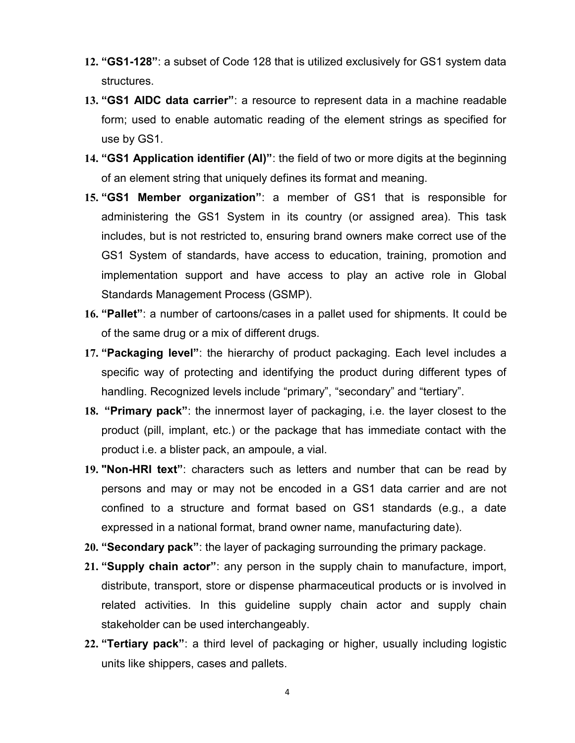12. **"GS1-128"**: a subset of Code 128 that is utilized exclusively for GS1 system data structures.
13. **"GS1 AIDC data carrier"**: a resource to represent data in a machine readable form; used to enable automatic reading of the element strings as specified for use by GS1.
14. **"GS1 Application identifier (AI)"**: the field of two or more digits at the beginning of an element string that uniquely defines its format and meaning.
15. **"GS1 Member organization"**: a member of GS1 that is responsible for administering the GS1 System in its country (or assigned area). This task includes, but is not restricted to, ensuring brand owners make correct use of the GS1 System of standards, have access to education, training, promotion and implementation support and have access to play an active role in Global Standards Management Process (GSMP).
16. **"Pallet"**: a number of cartoons/cases in a pallet used for shipments. It could be of the same drug or a mix of different drugs.
17. **"Packaging level"**: the hierarchy of product packaging. Each level includes a specific way of protecting and identifying the product during different types of handling. Recognized levels include "primary", "secondary" and "tertiary".
18. **"Primary pack"**: the innermost layer of packaging, i.e. the layer closest to the product (pill, implant, etc.) or the package that has immediate contact with the product i.e. a blister pack, an ampoule, a vial.
19. **"Non-HRI text"**: characters such as letters and number that can be read by persons and may or may not be encoded in a GS1 data carrier and are not confined to a structure and format based on GS1 standards (e.g., a date expressed in a national format, brand owner name, manufacturing date).
20. **"Secondary pack"**: the layer of packaging surrounding the primary package.
21. **"Supply chain actor"**: any person in the supply chain to manufacture, import, distribute, transport, store or dispense pharmaceutical products or is involved in related activities. In this guideline supply chain actor and supply chain stakeholder can be used interchangeably.
22. **"Tertiary pack"**: a third level of packaging or higher, usually including logistic units like shippers, cases and pallets.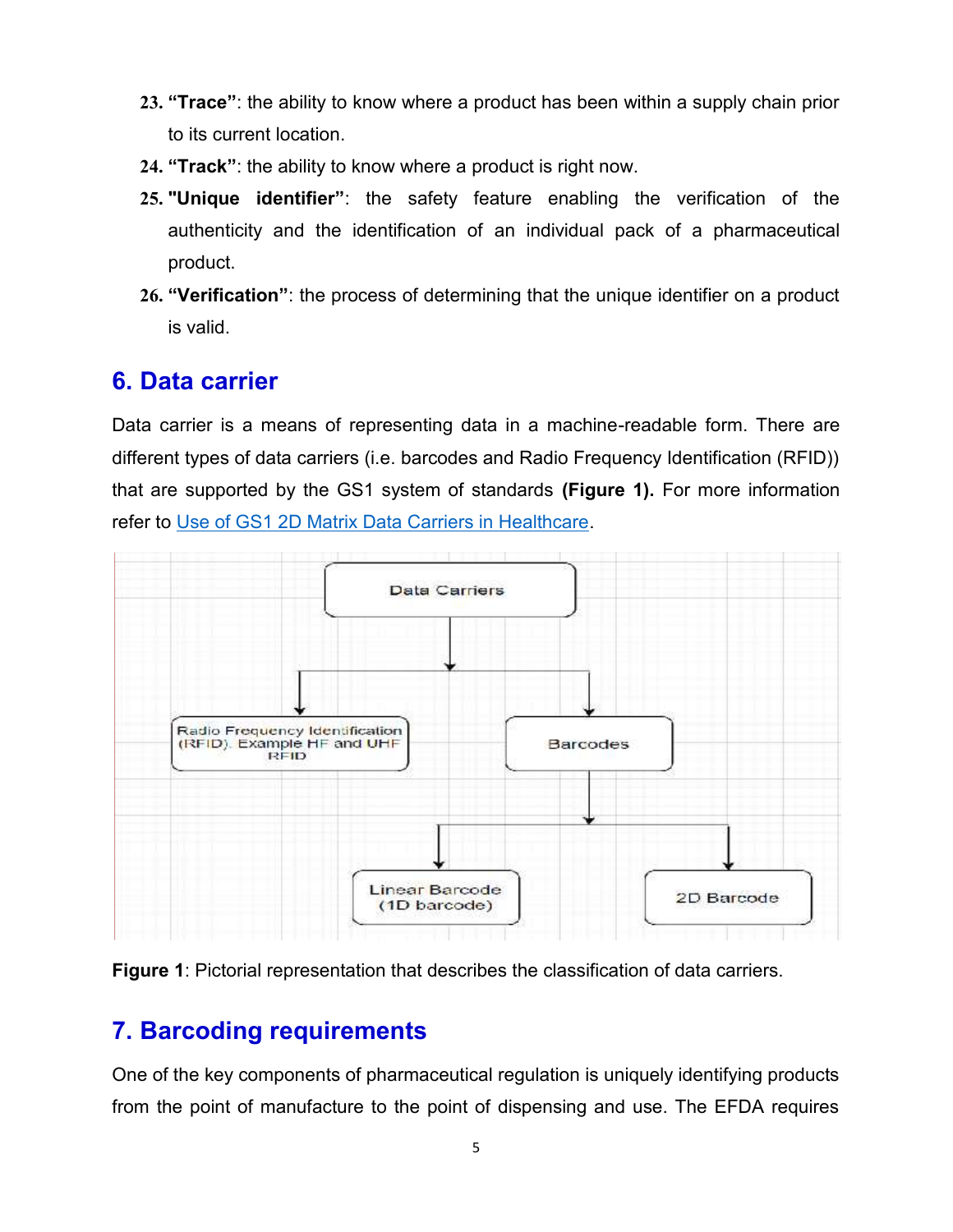23. **"Trace"**: the ability to know where a product has been within a supply chain prior to its current location.
24. **"Track"**: the ability to know where a product is right now.
25. **"Unique identifier"**: the safety feature enabling the verification of the authenticity and the identification of an individual pack of a pharmaceutical product.
26. **"Verification"**: the process of determining that the unique identifier on a product is valid.

## 6. Data carrier

Data carrier is a means of representing data in a machine-readable form. There are different types of data carriers (i.e. barcodes and Radio Frequency Identification (RFID)) that are supported by the GS1 system of standards **(Figure 1).** For more information refer to Use of GS1 2D Matrix Data Carriers in Healthcare.

**Figure 1**: Pictorial representation that describes the classification of data carriers.

## 7. Barcoding requirements

One of the key components of pharmaceutical regulation is uniquely identifying products from the point of manufacture to the point of dispensing and use. The EFDA requires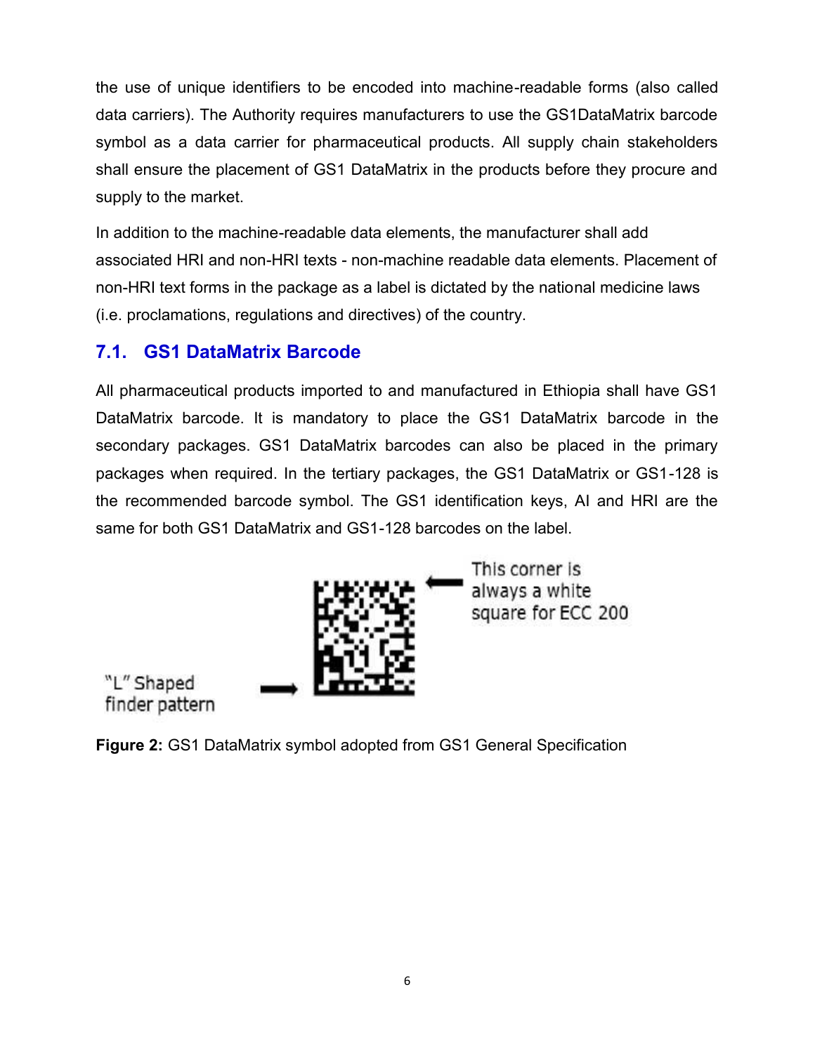the use of unique identifiers to be encoded into machine-readable forms (also called data carriers). The Authority requires manufacturers to use the GS1DataMatrix barcode symbol as a data carrier for pharmaceutical products. All supply chain stakeholders shall ensure the placement of GS1 DataMatrix in the products before they procure and supply to the market.

In addition to the machine-readable data elements, the manufacturer shall add associated HRI and non-HRI texts - non-machine readable data elements. Placement of non-HRI text forms in the package as a label is dictated by the national medicine laws (i.e. proclamations, regulations and directives) of the country.

## 7.1. GS1 DataMatrix Barcode

All pharmaceutical products imported to and manufactured in Ethiopia shall have GS1 DataMatrix barcode. It is mandatory to place the GS1 DataMatrix barcode in the secondary packages. GS1 DataMatrix barcodes can also be placed in the primary packages when required. In the tertiary packages, the GS1 DataMatrix or GS1-128 is the recommended barcode symbol. The GS1 identification keys, AI and HRI are the same for both GS1 DataMatrix and GS1-128 barcodes on the label.

This corner is always a white square for ECC 200

"L" Shaped finder pattern

**Figure 2:** GS1 DataMatrix symbol adopted from GS1 General Specification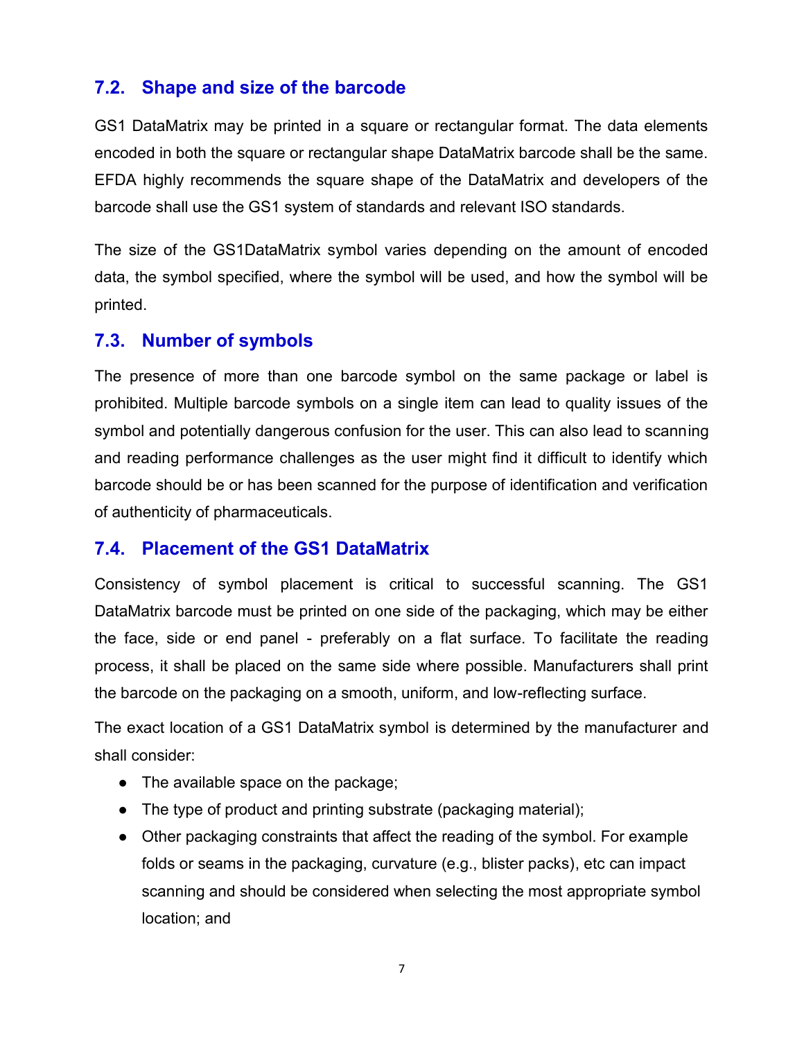## 7.2. Shape and size of the barcode

GS1 DataMatrix may be printed in a square or rectangular format. The data elements encoded in both the square or rectangular shape DataMatrix barcode shall be the same. EFDA highly recommends the square shape of the DataMatrix and developers of the barcode shall use the GS1 system of standards and relevant ISO standards.

The size of the GS1DataMatrix symbol varies depending on the amount of encoded data, the symbol specified, where the symbol will be used, and how the symbol will be printed.

## 7.3. Number of symbols

The presence of more than one barcode symbol on the same package or label is prohibited. Multiple barcode symbols on a single item can lead to quality issues of the symbol and potentially dangerous confusion for the user. This can also lead to scanning and reading performance challenges as the user might find it difficult to identify which barcode should be or has been scanned for the purpose of identification and verification of authenticity of pharmaceuticals.

## 7.4. Placement of the GS1 DataMatrix

Consistency of symbol placement is critical to successful scanning. The GS1 DataMatrix barcode must be printed on one side of the packaging, which may be either the face, side or end panel - preferably on a flat surface. To facilitate the reading process, it shall be placed on the same side where possible. Manufacturers shall print the barcode on the packaging on a smooth, uniform, and low-reflecting surface.

The exact location of a GS1 DataMatrix symbol is determined by the manufacturer and shall consider:

- The available space on the package;
- The type of product and printing substrate (packaging material);
- Other packaging constraints that affect the reading of the symbol. For example folds or seams in the packaging, curvature (e.g., blister packs), etc can impact scanning and should be considered when selecting the most appropriate symbol location; and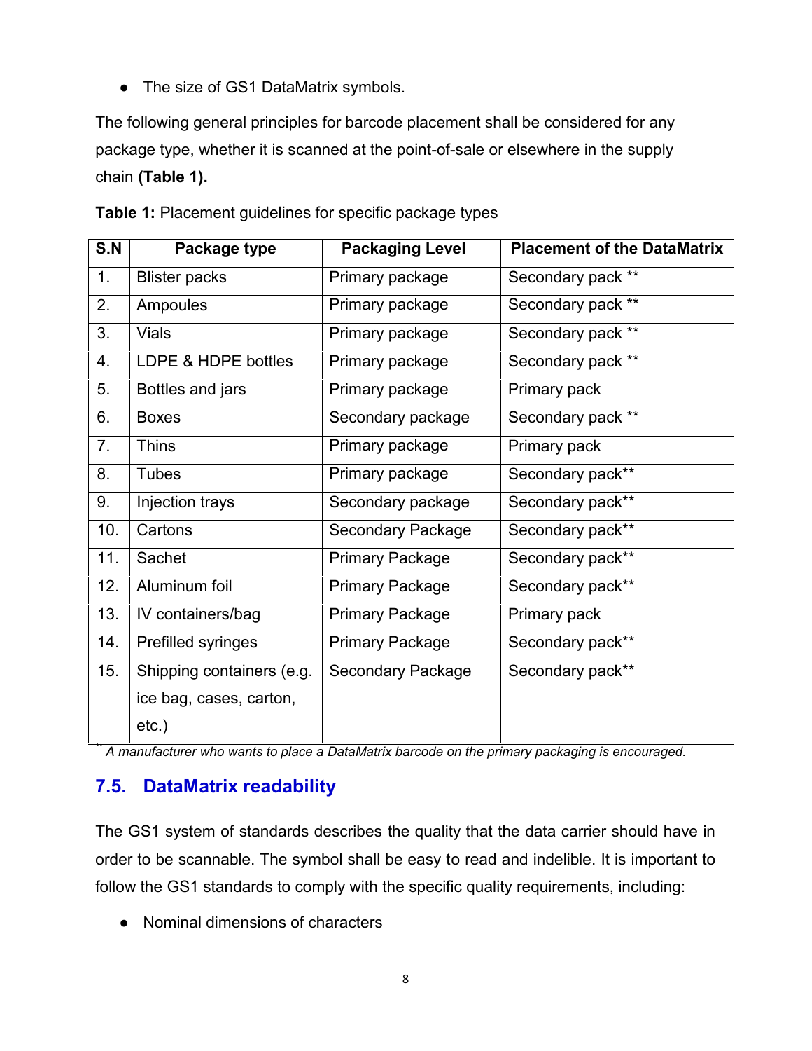- The size of GS1 DataMatrix symbols.

The following general principles for barcode placement shall be considered for any package type, whether it is scanned at the point-of-sale or elsewhere in the supply chain **(Table 1).**

**Table 1:** Placement guidelines for specific package types

| S.N | Package type | Packaging Level | Placement of the DataMatrix |
|---|---|---|---|
| 1. | Blister packs | Primary package | Secondary pack ** |
| 2. | Ampoules | Primary package | Secondary pack ** |
| 3. | Vials | Primary package | Secondary pack ** |
| 4. | LDPE & HDPE bottles | Primary package | Secondary pack ** |
| 5. | Bottles and jars | Primary package | Primary pack |
| 6. | Boxes | Secondary package | Secondary pack ** |
| 7. | Thins | Primary package | Primary pack |
| 8. | Tubes | Primary package | Secondary pack** |
| 9. | Injection trays | Secondary package | Secondary pack** |
| 10. | Cartons | Secondary Package | Secondary pack** |
| 11. | Sachet | Primary Package | Secondary pack** |
| 12. | Aluminum foil | Primary Package | Secondary pack** |
| 13. | IV containers/bag | Primary Package | Primary pack |
| 14. | Prefilled syringes | Primary Package | Secondary pack** |
| 15. | Shipping containers (e.g. ice bag, cases, carton, etc.) | Secondary Package | Secondary pack** |

** *A manufacturer who wants to place a DataMatrix barcode on the primary packaging is encouraged.*

## 7.5. DataMatrix readability

The GS1 system of standards describes the quality that the data carrier should have in order to be scannable. The symbol shall be easy to read and indelible. It is important to follow the GS1 standards to comply with the specific quality requirements, including:

- Nominal dimensions of characters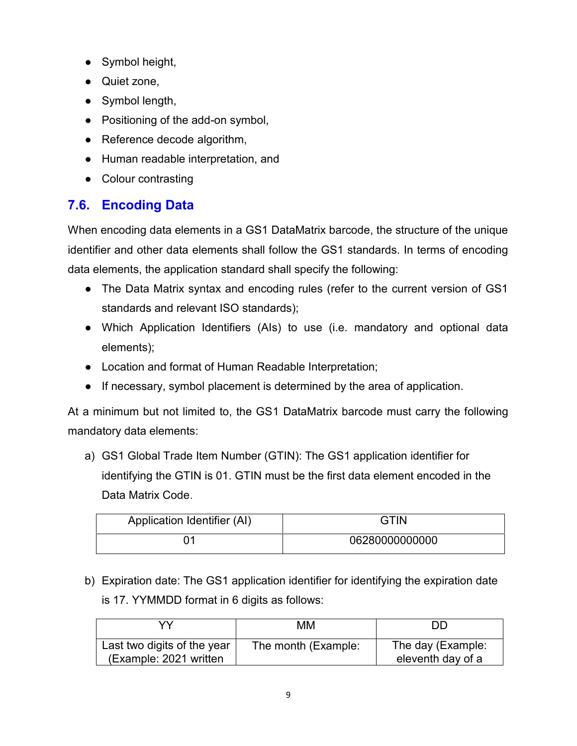- Symbol height,
- Quiet zone,
- Symbol length,
- Positioning of the add-on symbol,
- Reference decode algorithm,
- Human readable interpretation, and
- Colour contrasting

## 7.6. Encoding Data

When encoding data elements in a GS1 DataMatrix barcode, the structure of the unique identifier and other data elements shall follow the GS1 standards. In terms of encoding data elements, the application standard shall specify the following:

- The Data Matrix syntax and encoding rules (refer to the current version of GS1 standards and relevant ISO standards);
- Which Application Identifiers (AIs) to use (i.e. mandatory and optional data elements);
- Location and format of Human Readable Interpretation;
- If necessary, symbol placement is determined by the area of application.

At a minimum but not limited to, the GS1 DataMatrix barcode must carry the following mandatory data elements:

a) GS1 Global Trade Item Number (GTIN): The GS1 application identifier for identifying the GTIN is 01. GTIN must be the first data element encoded in the Data Matrix Code.

| Application Identifier (AI) | GTIN |
|---|---|
| 01 | 06280000000000 |

b) Expiration date: The GS1 application identifier for identifying the expiration date is 17. YYMMDD format in 6 digits as follows:

| YY | MM | DD |
|---|---|---|
| Last two digits of the year (Example: 2021 written | The month (Example: | The day (Example: eleventh day of a |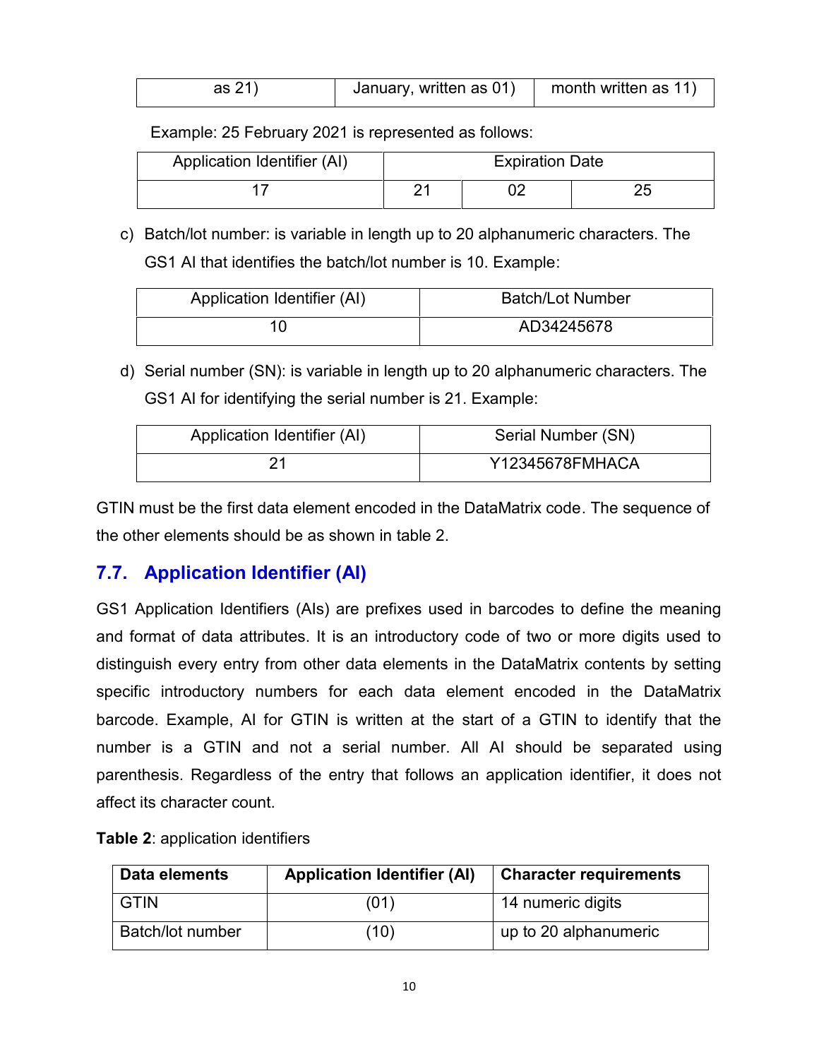| as 21) | January, written as 01) | month written as 11) |
|---|---|---|

Example: 25 February 2021 is represented as follows:

| Application Identifier (AI) | Expiration Date | | |
|---|---|---|---|
| 17 | 21 | 02 | 25 |

c) Batch/lot number: is variable in length up to 20 alphanumeric characters. The GS1 AI that identifies the batch/lot number is 10. Example:

| Application Identifier (AI) | Batch/Lot Number |
|---|---|
| 10 | AD34245678 |

d) Serial number (SN): is variable in length up to 20 alphanumeric characters. The GS1 AI for identifying the serial number is 21. Example:

| Application Identifier (AI) | Serial Number (SN) |
|---|---|
| 21 | Y12345678FMHACA |

GTIN must be the first data element encoded in the DataMatrix code. The sequence of the other elements should be as shown in table 2.

## 7.7. Application Identifier (AI)

GS1 Application Identifiers (AIs) are prefixes used in barcodes to define the meaning and format of data attributes. It is an introductory code of two or more digits used to distinguish every entry from other data elements in the DataMatrix contents by setting specific introductory numbers for each data element encoded in the DataMatrix barcode. Example, AI for GTIN is written at the start of a GTIN to identify that the number is a GTIN and not a serial number. All AI should be separated using parenthesis. Regardless of the entry that follows an application identifier, it does not affect its character count.

**Table 2**: application identifiers

| Data elements | Application Identifier (AI) | Character requirements |
|---|---|---|
| GTIN | (01) | 14 numeric digits |
| Batch/lot number | (10) | up to 20 alphanumeric |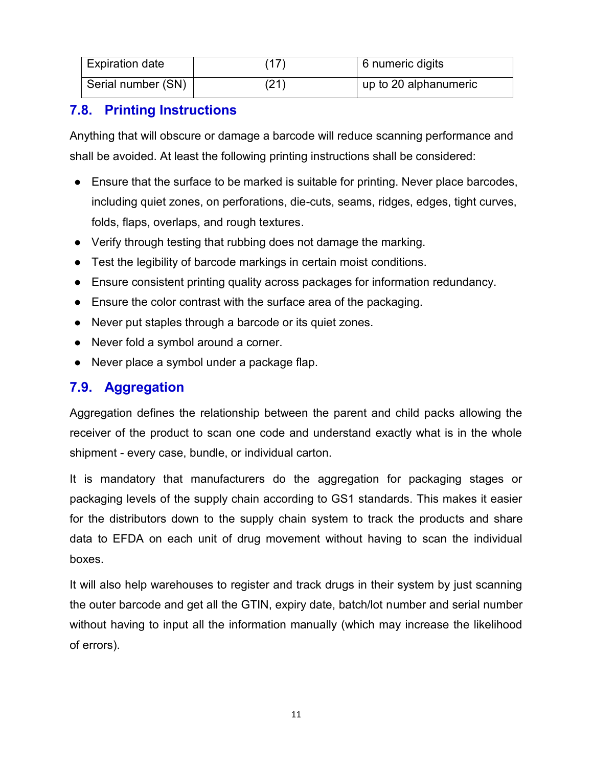| Expiration date | (17) | 6 numeric digits |
|---|---|---|
| Serial number (SN) | (21) | up to 20 alphanumeric |

## 7.8. Printing Instructions

Anything that will obscure or damage a barcode will reduce scanning performance and shall be avoided. At least the following printing instructions shall be considered:

- Ensure that the surface to be marked is suitable for printing. Never place barcodes, including quiet zones, on perforations, die-cuts, seams, ridges, edges, tight curves, folds, flaps, overlaps, and rough textures.
- Verify through testing that rubbing does not damage the marking.
- Test the legibility of barcode markings in certain moist conditions.
- Ensure consistent printing quality across packages for information redundancy.
- Ensure the color contrast with the surface area of the packaging.
- Never put staples through a barcode or its quiet zones.
- Never fold a symbol around a corner.
- Never place a symbol under a package flap.

## 7.9. Aggregation

Aggregation defines the relationship between the parent and child packs allowing the receiver of the product to scan one code and understand exactly what is in the whole shipment - every case, bundle, or individual carton.

It is mandatory that manufacturers do the aggregation for packaging stages or packaging levels of the supply chain according to GS1 standards. This makes it easier for the distributors down to the supply chain system to track the products and share data to EFDA on each unit of drug movement without having to scan the individual boxes.

It will also help warehouses to register and track drugs in their system by just scanning the outer barcode and get all the GTIN, expiry date, batch/lot number and serial number without having to input all the information manually (which may increase the likelihood of errors).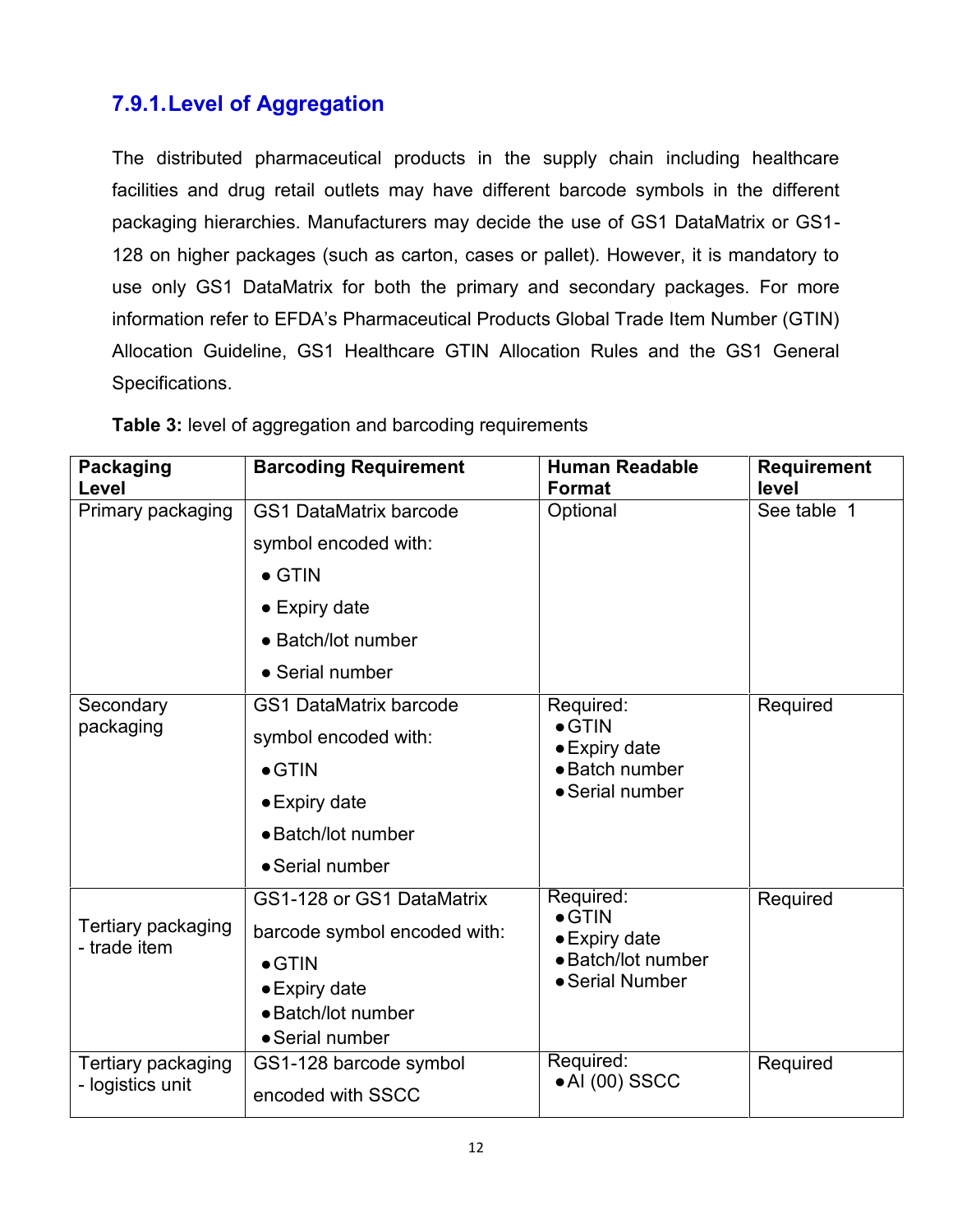### 7.9.1. Level of Aggregation

The distributed pharmaceutical products in the supply chain including healthcare facilities and drug retail outlets may have different barcode symbols in the different packaging hierarchies. Manufacturers may decide the use of GS1 DataMatrix or GS1-128 on higher packages (such as carton, cases or pallet). However, it is mandatory to use only GS1 DataMatrix for both the primary and secondary packages. For more information refer to EFDA's Pharmaceutical Products Global Trade Item Number (GTIN) Allocation Guideline, GS1 Healthcare GTIN Allocation Rules and the GS1 General Specifications.

**Table 3:** level of aggregation and barcoding requirements

| Packaging Level | Barcoding Requirement | Human Readable Format | Requirement level |
|---|---|---|---|
| Primary packaging | GS1 DataMatrix barcode symbol encoded with:<br>● GTIN<br>● Expiry date<br>● Batch/lot number<br>● Serial number | Optional | See table 1 |
| Secondary packaging | GS1 DataMatrix barcode symbol encoded with:<br>● GTIN<br>● Expiry date<br>● Batch/lot number<br>● Serial number | Required:<br>● GTIN<br>● Expiry date<br>● Batch number<br>● Serial number | Required |
| Tertiary packaging - trade item | GS1-128 or GS1 DataMatrix barcode symbol encoded with:<br>● GTIN<br>● Expiry date<br>● Batch/lot number<br>● Serial number | Required:<br>● GTIN<br>● Expiry date<br>● Batch/lot number<br>● Serial Number | Required |
| Tertiary packaging - logistics unit | GS1-128 barcode symbol encoded with SSCC | Required:<br>● AI (00) SSCC | Required |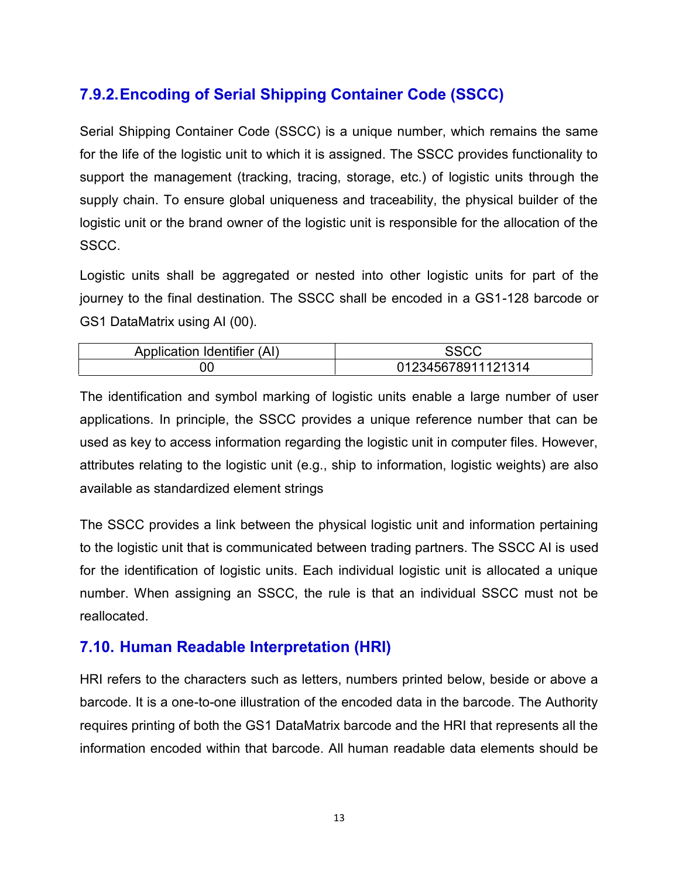### 7.9.2. Encoding of Serial Shipping Container Code (SSCC)

Serial Shipping Container Code (SSCC) is a unique number, which remains the same for the life of the logistic unit to which it is assigned. The SSCC provides functionality to support the management (tracking, tracing, storage, etc.) of logistic units through the supply chain. To ensure global uniqueness and traceability, the physical builder of the logistic unit or the brand owner of the logistic unit is responsible for the allocation of the SSCC.

Logistic units shall be aggregated or nested into other logistic units for part of the journey to the final destination. The SSCC shall be encoded in a GS1-128 barcode or GS1 DataMatrix using AI (00).

| Application Identifier (AI) | SSCC |
|---|---|
| 00 | 012345678911121314 |

The identification and symbol marking of logistic units enable a large number of user applications. In principle, the SSCC provides a unique reference number that can be used as key to access information regarding the logistic unit in computer files. However, attributes relating to the logistic unit (e.g., ship to information, logistic weights) are also available as standardized element strings

The SSCC provides a link between the physical logistic unit and information pertaining to the logistic unit that is communicated between trading partners. The SSCC AI is used for the identification of logistic units. Each individual logistic unit is allocated a unique number. When assigning an SSCC, the rule is that an individual SSCC must not be reallocated.

## 7.10. Human Readable Interpretation (HRI)

HRI refers to the characters such as letters, numbers printed below, beside or above a barcode. It is a one-to-one illustration of the encoded data in the barcode. The Authority requires printing of both the GS1 DataMatrix barcode and the HRI that represents all the information encoded within that barcode. All human readable data elements should be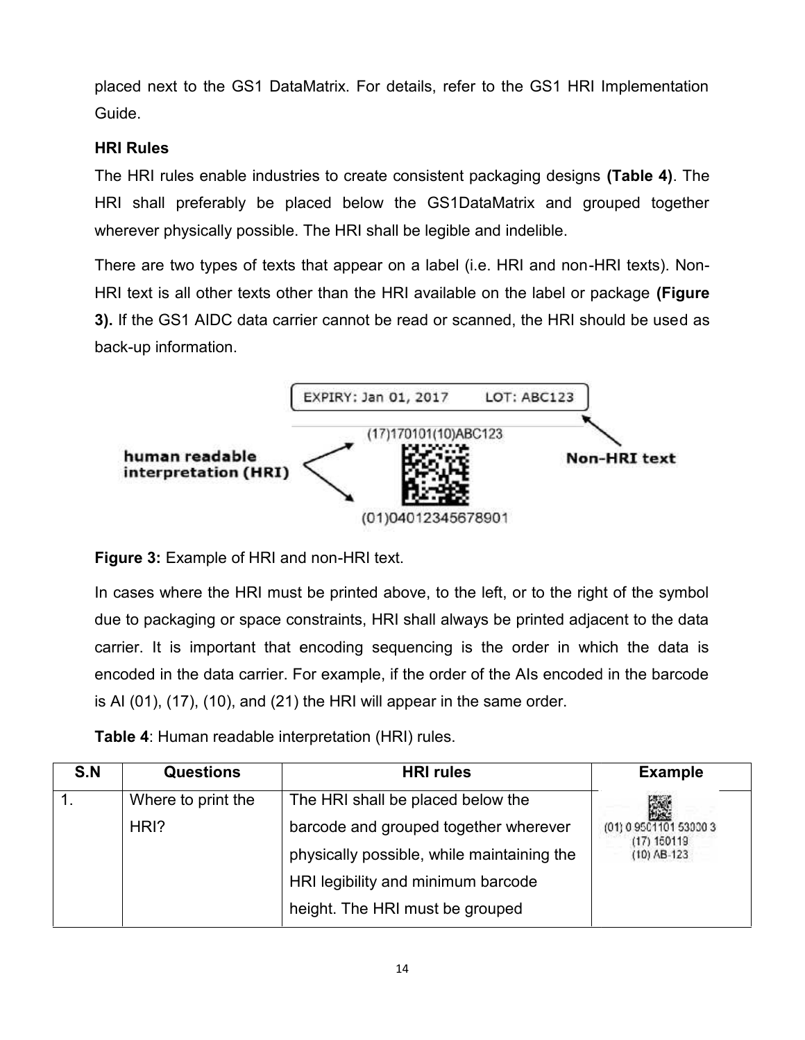placed next to the GS1 DataMatrix. For details, refer to the GS1 HRI Implementation Guide.

**HRI Rules**

The HRI rules enable industries to create consistent packaging designs **(Table 4)**. The HRI shall preferably be placed below the GS1DataMatrix and grouped together wherever physically possible. The HRI shall be legible and indelible.

There are two types of texts that appear on a label (i.e. HRI and non-HRI texts). Non-HRI text is all other texts other than the HRI available on the label or package **(Figure 3).** If the GS1 AIDC data carrier cannot be read or scanned, the HRI should be used as back-up information.

**Figure 3:** Example of HRI and non-HRI text.

In cases where the HRI must be printed above, to the left, or to the right of the symbol due to packaging or space constraints, HRI shall always be printed adjacent to the data carrier. It is important that encoding sequencing is the order in which the data is encoded in the data carrier. For example, if the order of the AIs encoded in the barcode is AI (01), (17), (10), and (21) the HRI will appear in the same order.

**Table 4**: Human readable interpretation (HRI) rules.

| S.N | Questions | HRI rules | Example |
|---|---|---|---|
| 1. | Where to print the HRI? | The HRI shall be placed below the barcode and grouped together wherever physically possible, while maintaining the HRI legibility and minimum barcode height. The HRI must be grouped | |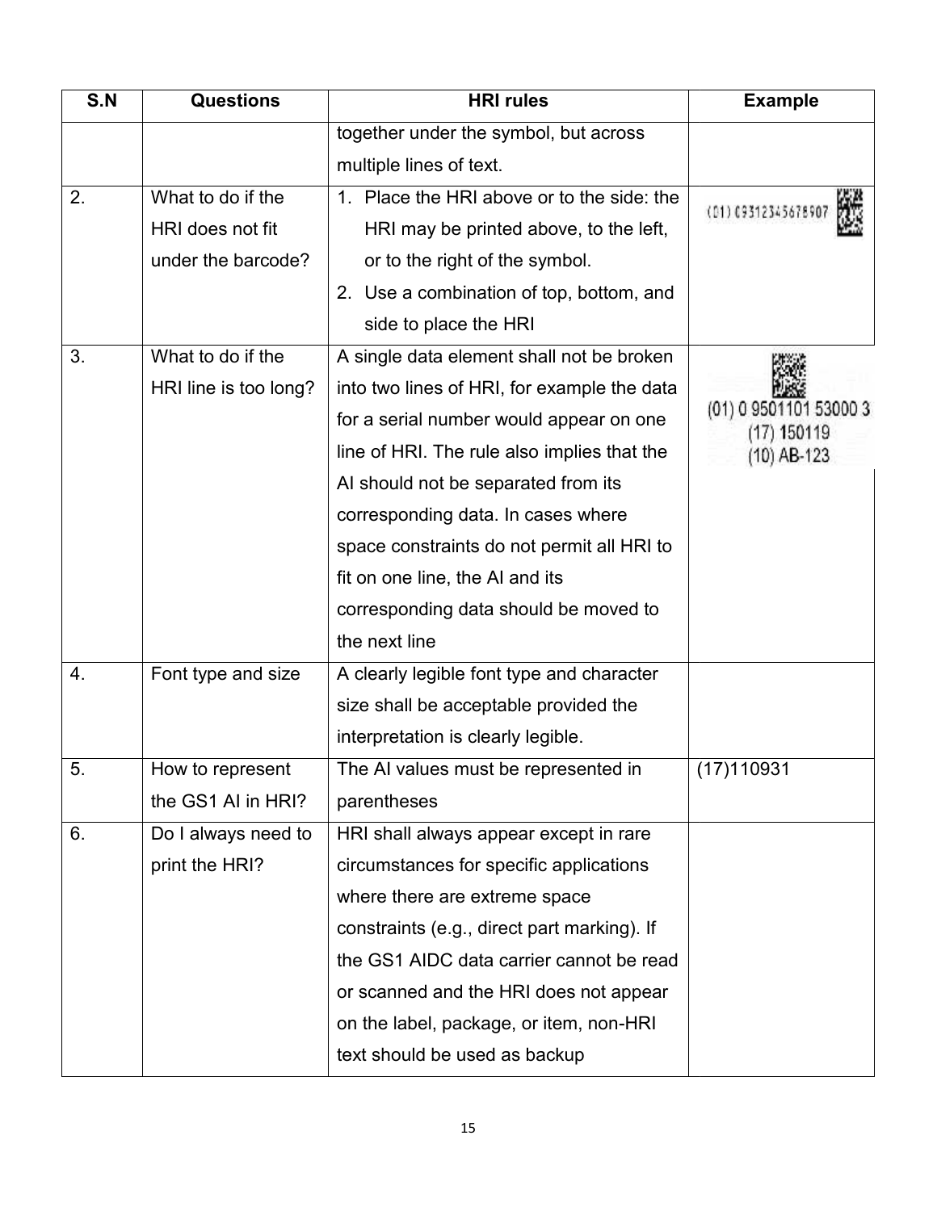| S.N | Questions | HRI rules | Example |
|---|---|---|---|
| | | together under the symbol, but across multiple lines of text. | |
| 2. | What to do if the HRI does not fit under the barcode? | 1. Place the HRI above or to the side: the HRI may be printed above, to the left, or to the right of the symbol.<br>2. Use a combination of top, bottom, and side to place the HRI | (01) 09312345678907 |
| 3. | What to do if the HRI line is too long? | A single data element shall not be broken into two lines of HRI, for example the data for a serial number would appear on one line of HRI. The rule also implies that the AI should not be separated from its corresponding data. In cases where space constraints do not permit all HRI to fit on one line, the AI and its corresponding data should be moved to the next line | (01) 0 9501101 53000 3<br>(17) 150119<br>(10) AB-123 |
| 4. | Font type and size | A clearly legible font type and character size shall be acceptable provided the interpretation is clearly legible. | |
| 5. | How to represent the GS1 AI in HRI? | The AI values must be represented in parentheses | (17)110931 |
| 6. | Do I always need to print the HRI? | HRI shall always appear except in rare circumstances for specific applications where there are extreme space constraints (e.g., direct part marking). If the GS1 AIDC data carrier cannot be read or scanned and the HRI does not appear on the label, package, or item, non-HRI text should be used as backup | |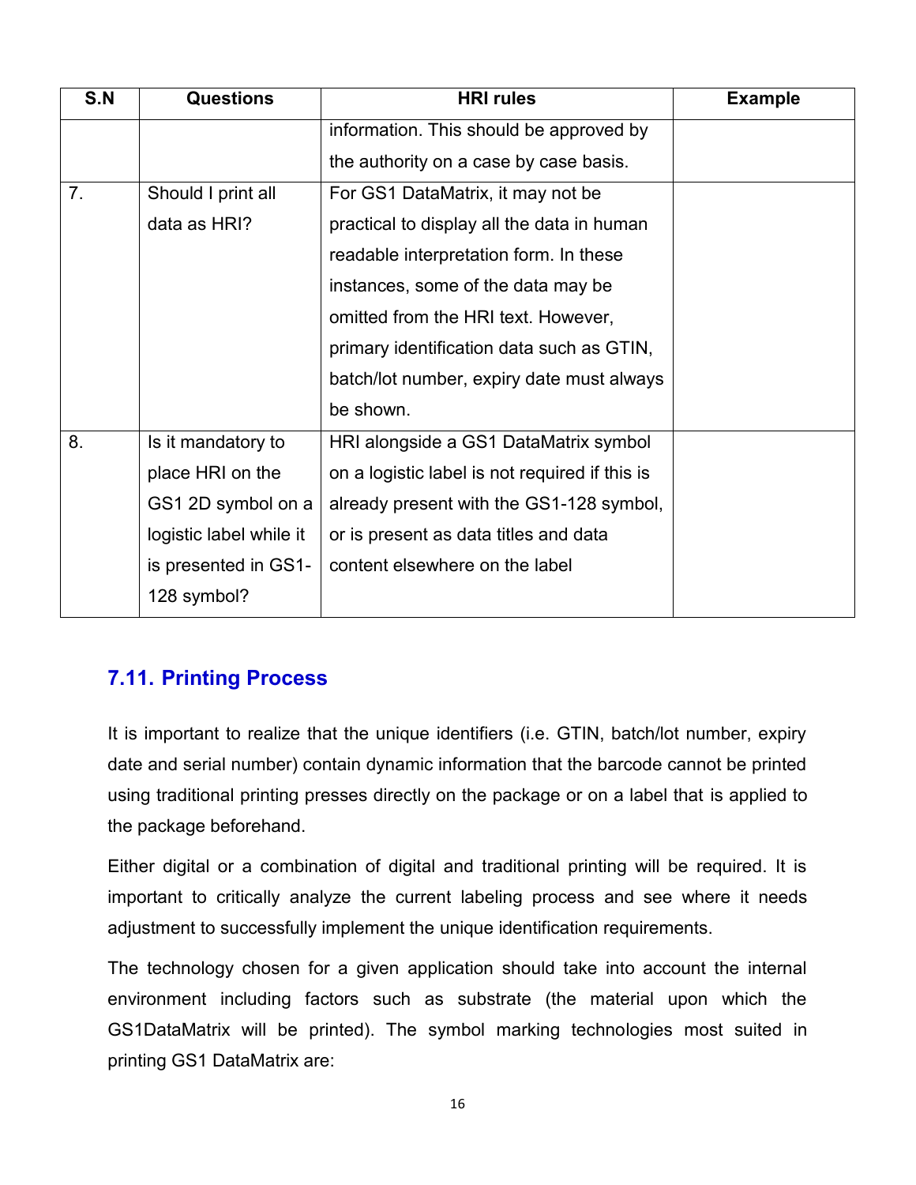| S.N | Questions | HRI rules | Example |
|---|---|---|---|
| | | information. This should be approved by the authority on a case by case basis. | |
| 7. | Should I print all data as HRI? | For GS1 DataMatrix, it may not be practical to display all the data in human readable interpretation form. In these instances, some of the data may be omitted from the HRI text. However, primary identification data such as GTIN, batch/lot number, expiry date must always be shown. | |
| 8. | Is it mandatory to place HRI on the GS1 2D symbol on a logistic label while it is presented in GS1-128 symbol? | HRI alongside a GS1 DataMatrix symbol on a logistic label is not required if this is already present with the GS1-128 symbol, or is present as data titles and data content elsewhere on the label | |

## 7.11. Printing Process

It is important to realize that the unique identifiers (i.e. GTIN, batch/lot number, expiry date and serial number) contain dynamic information that the barcode cannot be printed using traditional printing presses directly on the package or on a label that is applied to the package beforehand.

Either digital or a combination of digital and traditional printing will be required. It is important to critically analyze the current labeling process and see where it needs adjustment to successfully implement the unique identification requirements.

The technology chosen for a given application should take into account the internal environment including factors such as substrate (the material upon which the GS1DataMatrix will be printed). The symbol marking technologies most suited in printing GS1 DataMatrix are: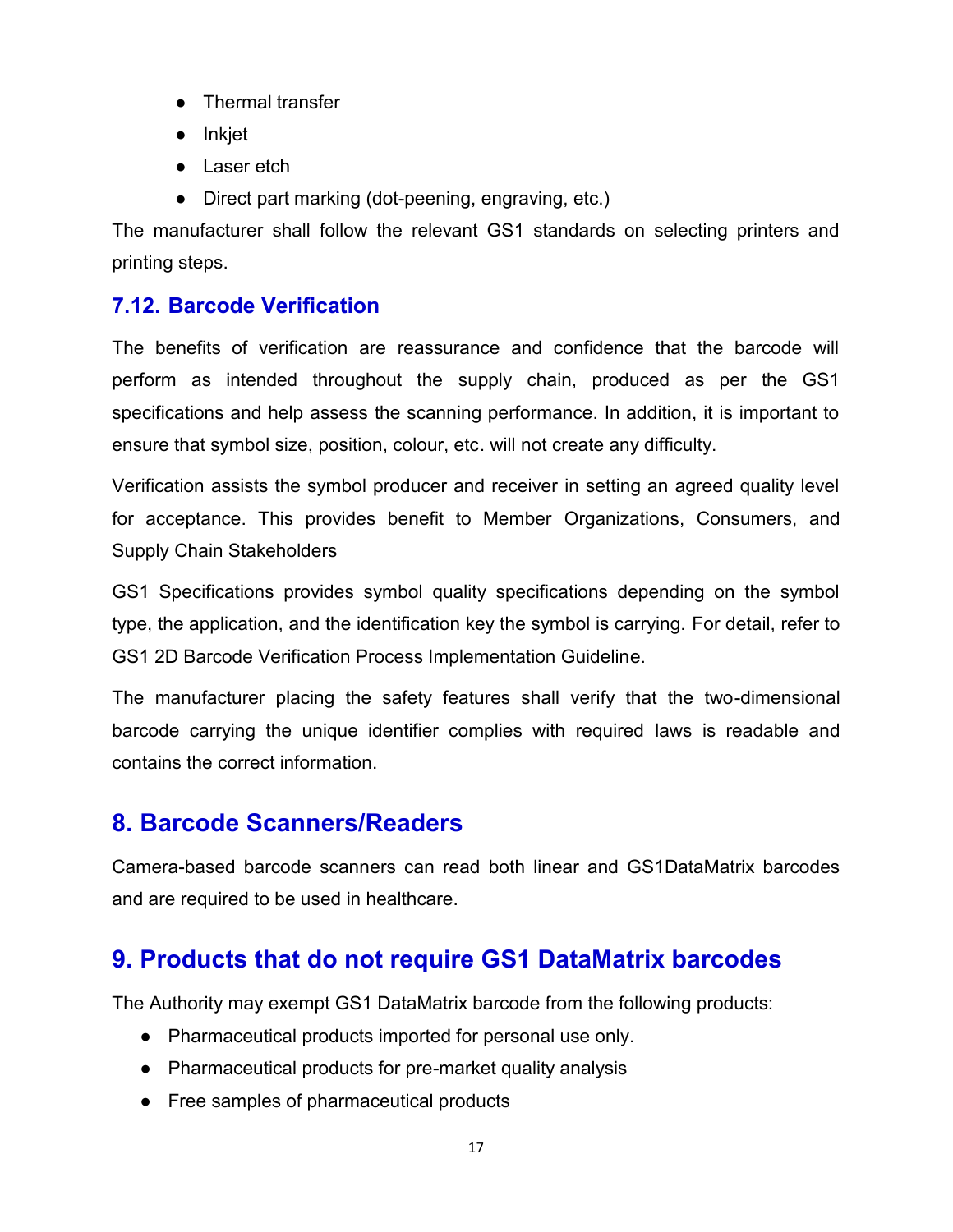- Thermal transfer
- Inkjet
- Laser etch
- Direct part marking (dot-peening, engraving, etc.)

The manufacturer shall follow the relevant GS1 standards on selecting printers and printing steps.

### 7.12. Barcode Verification

The benefits of verification are reassurance and confidence that the barcode will perform as intended throughout the supply chain, produced as per the GS1 specifications and help assess the scanning performance. In addition, it is important to ensure that symbol size, position, colour, etc. will not create any difficulty.

Verification assists the symbol producer and receiver in setting an agreed quality level for acceptance. This provides benefit to Member Organizations, Consumers, and Supply Chain Stakeholders

GS1 Specifications provides symbol quality specifications depending on the symbol type, the application, and the identification key the symbol is carrying. For detail, refer to GS1 2D Barcode Verification Process Implementation Guideline.

The manufacturer placing the safety features shall verify that the two-dimensional barcode carrying the unique identifier complies with required laws is readable and contains the correct information.

## 8. Barcode Scanners/Readers

Camera-based barcode scanners can read both linear and GS1DataMatrix barcodes and are required to be used in healthcare.

## 9. Products that do not require GS1 DataMatrix barcodes

The Authority may exempt GS1 DataMatrix barcode from the following products:

- Pharmaceutical products imported for personal use only.
- Pharmaceutical products for pre-market quality analysis
- Free samples of pharmaceutical products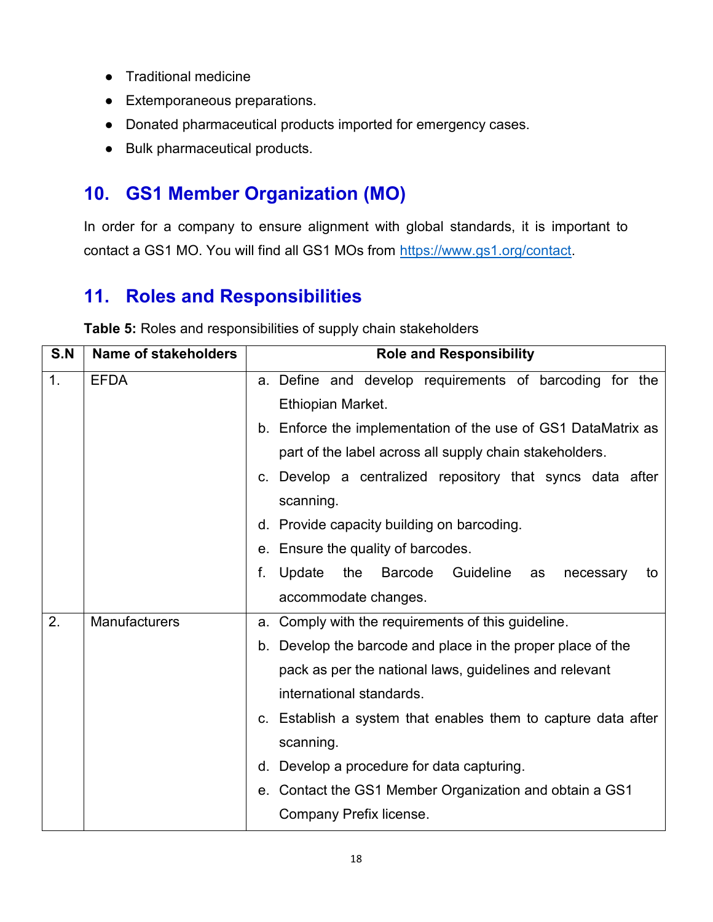- Traditional medicine
- Extemporaneous preparations.
- Donated pharmaceutical products imported for emergency cases.
- Bulk pharmaceutical products.

## 10. GS1 Member Organization (MO)

In order for a company to ensure alignment with global standards, it is important to contact a GS1 MO. You will find all GS1 MOs from https://www.gs1.org/contact.

## 11. Roles and Responsibilities

**Table 5:** Roles and responsibilities of supply chain stakeholders

| S.N | Name of stakeholders | Role and Responsibility |
|---|---|---|
| 1. | EFDA | a. Define and develop requirements of barcoding for the Ethiopian Market.<br>b. Enforce the implementation of the use of GS1 DataMatrix as part of the label across all supply chain stakeholders.<br>c. Develop a centralized repository that syncs data after scanning.<br>d. Provide capacity building on barcoding.<br>e. Ensure the quality of barcodes.<br>f. Update the Barcode Guideline as necessary to accommodate changes. |
| 2. | Manufacturers | a. Comply with the requirements of this guideline.<br>b. Develop the barcode and place in the proper place of the pack as per the national laws, guidelines and relevant international standards.<br>c. Establish a system that enables them to capture data after scanning.<br>d. Develop a procedure for data capturing.<br>e. Contact the GS1 Member Organization and obtain a GS1 Company Prefix license. |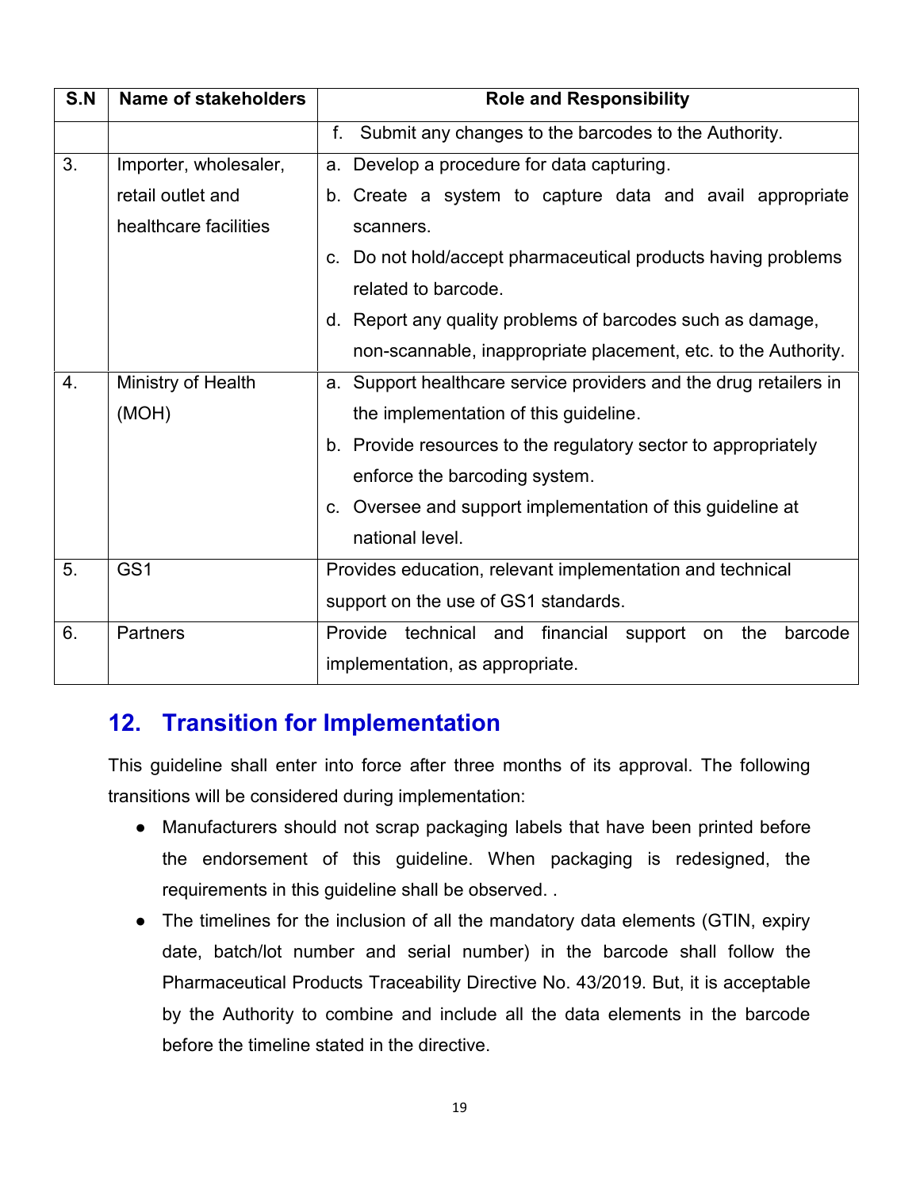| S.N | Name of stakeholders | Role and Responsibility |
|---|---|---|
| | | f. Submit any changes to the barcodes to the Authority. |
| 3. | Importer, wholesaler, retail outlet and healthcare facilities | a. Develop a procedure for data capturing.<br>b. Create a system to capture data and avail appropriate scanners.<br>c. Do not hold/accept pharmaceutical products having problems related to barcode.<br>d. Report any quality problems of barcodes such as damage, non-scannable, inappropriate placement, etc. to the Authority. |
| 4. | Ministry of Health (MOH) | a. Support healthcare service providers and the drug retailers in the implementation of this guideline.<br>b. Provide resources to the regulatory sector to appropriately enforce the barcoding system.<br>c. Oversee and support implementation of this guideline at national level. |
| 5. | GS1 | Provides education, relevant implementation and technical support on the use of GS1 standards. |
| 6. | Partners | Provide technical and financial support on the barcode implementation, as appropriate. |

## 12. Transition for Implementation

This guideline shall enter into force after three months of its approval. The following transitions will be considered during implementation:

- Manufacturers should not scrap packaging labels that have been printed before the endorsement of this guideline. When packaging is redesigned, the requirements in this guideline shall be observed. .
- The timelines for the inclusion of all the mandatory data elements (GTIN, expiry date, batch/lot number and serial number) in the barcode shall follow the Pharmaceutical Products Traceability Directive No. 43/2019. But, it is acceptable by the Authority to combine and include all the data elements in the barcode before the timeline stated in the directive.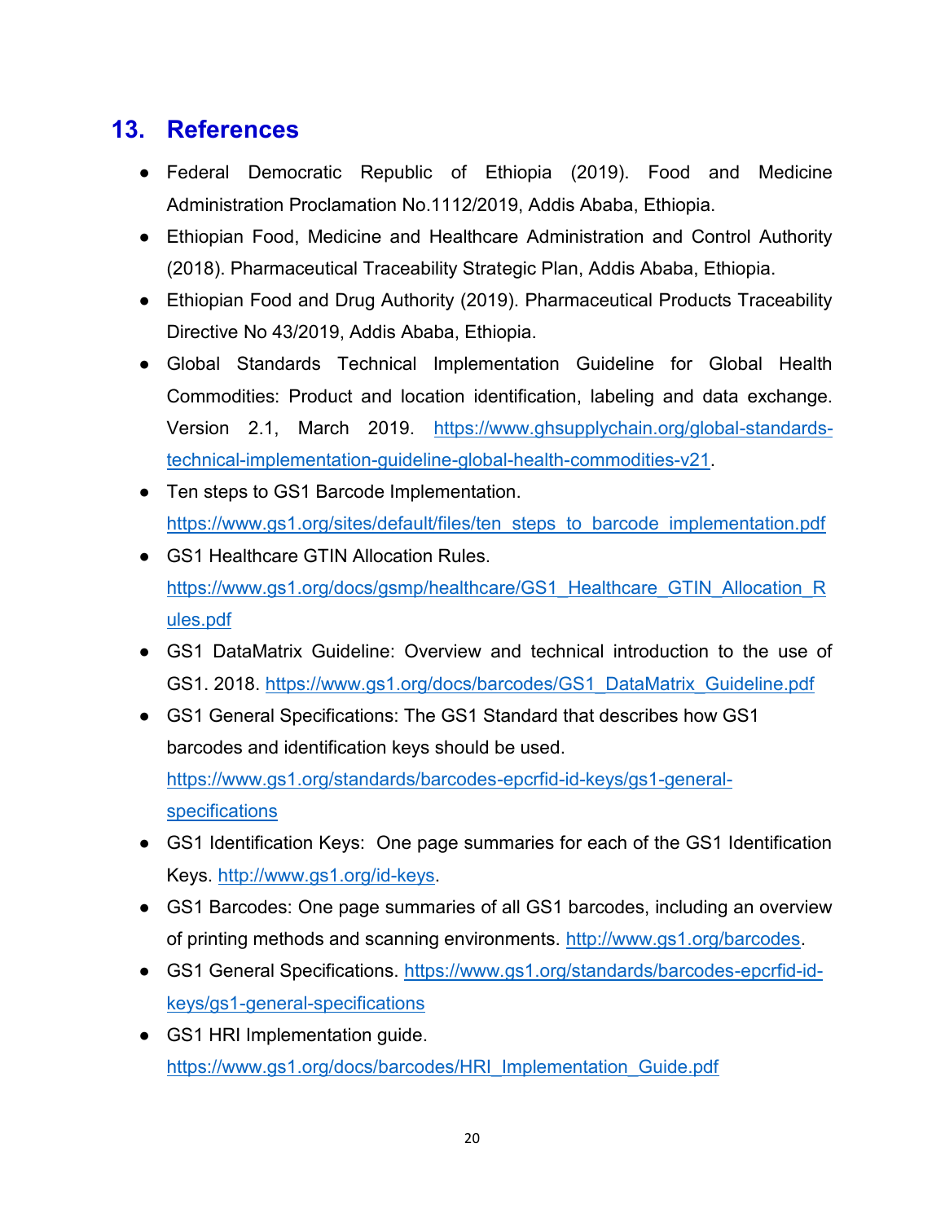## 13. References

- Federal Democratic Republic of Ethiopia (2019). Food and Medicine Administration Proclamation No.1112/2019, Addis Ababa, Ethiopia.
- Ethiopian Food, Medicine and Healthcare Administration and Control Authority (2018). Pharmaceutical Traceability Strategic Plan, Addis Ababa, Ethiopia.
- Ethiopian Food and Drug Authority (2019). Pharmaceutical Products Traceability Directive No 43/2019, Addis Ababa, Ethiopia.
- Global Standards Technical Implementation Guideline for Global Health Commodities: Product and location identification, labeling and data exchange. Version 2.1, March 2019. https://www.ghsupplychain.org/global-standards-technical-implementation-guideline-global-health-commodities-v21.
- Ten steps to GS1 Barcode Implementation. https://www.gs1.org/sites/default/files/ten_steps_to_barcode_implementation.pdf
- GS1 Healthcare GTIN Allocation Rules. https://www.gs1.org/docs/gsmp/healthcare/GS1_Healthcare_GTIN_Allocation_Rules.pdf
- GS1 DataMatrix Guideline: Overview and technical introduction to the use of GS1. 2018. https://www.gs1.org/docs/barcodes/GS1_DataMatrix_Guideline.pdf
- GS1 General Specifications: The GS1 Standard that describes how GS1 barcodes and identification keys should be used. https://www.gs1.org/standards/barcodes-epcrfid-id-keys/gs1-general-specifications
- GS1 Identification Keys: One page summaries for each of the GS1 Identification Keys. http://www.gs1.org/id-keys.
- GS1 Barcodes: One page summaries of all GS1 barcodes, including an overview of printing methods and scanning environments. http://www.gs1.org/barcodes.
- GS1 General Specifications. https://www.gs1.org/standards/barcodes-epcrfid-id-keys/gs1-general-specifications
- GS1 HRI Implementation guide. https://www.gs1.org/docs/barcodes/HRI_Implementation_Guide.pdf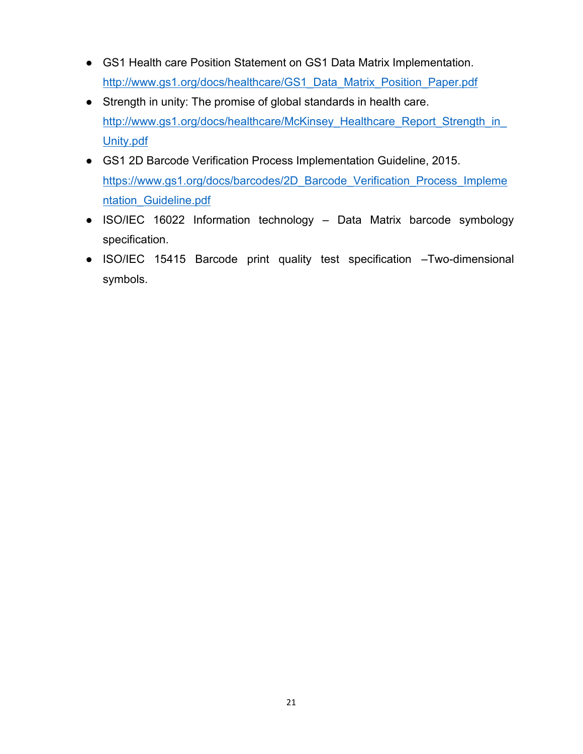- GS1 Health care Position Statement on GS1 Data Matrix Implementation. http://www.gs1.org/docs/healthcare/GS1_Data_Matrix_Position_Paper.pdf
- Strength in unity: The promise of global standards in health care. http://www.gs1.org/docs/healthcare/McKinsey_Healthcare_Report_Strength_in_Unity.pdf
- GS1 2D Barcode Verification Process Implementation Guideline, 2015. https://www.gs1.org/docs/barcodes/2D_Barcode_Verification_Process_Implementation_Guideline.pdf
- ISO/IEC 16022 Information technology – Data Matrix barcode symbology specification.
- ISO/IEC 15415 Barcode print quality test specification –Two-dimensional symbols.